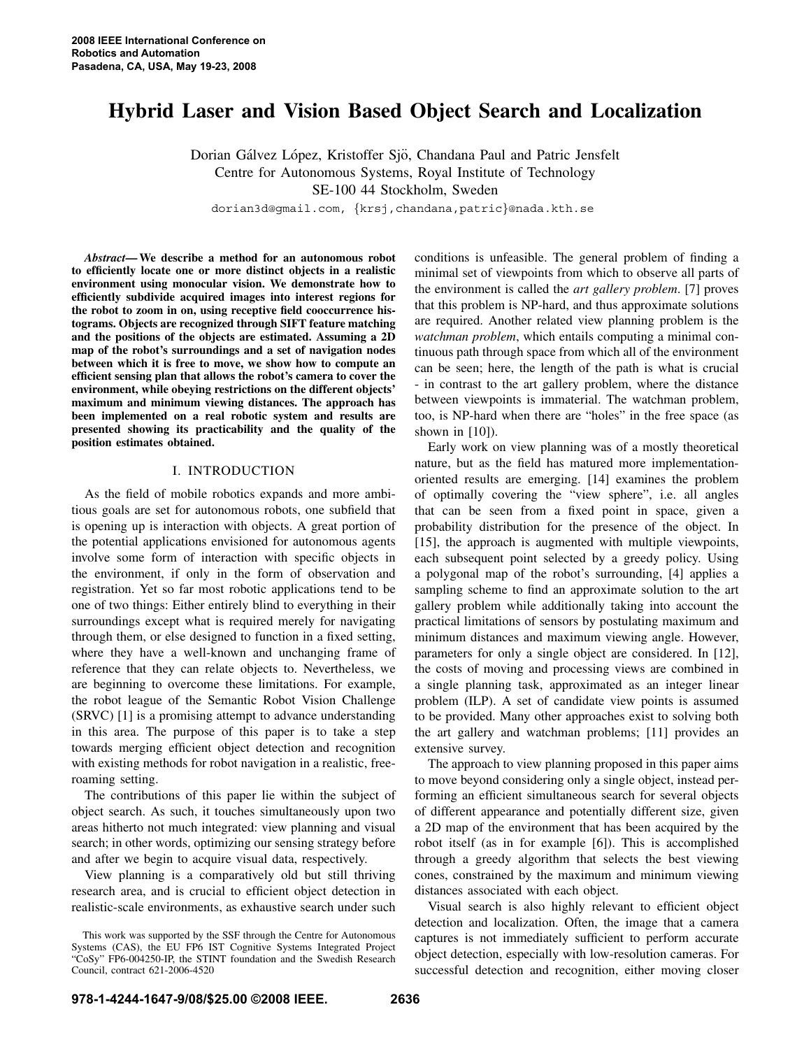# Hybrid Laser and Vision Based Object Search and Localization

Dorian Gálvez López, Kristoffer Sjö, Chandana Paul and Patric Jensfelt
Centre for Autonomous Systems, Royal Institute of Technology
SE-100 44 Stockholm, Sweden
dorian3d@gmail.com, {krsj,chandana,patric}@nada.kth.se

***Abstract*— We describe a method for an autonomous robot to efficiently locate one or more distinct objects in a realistic environment using monocular vision. We demonstrate how to efficiently subdivide acquired images into interest regions for the robot to zoom in on, using receptive field cooccurrence histograms. Objects are recognized through SIFT feature matching and the positions of the objects are estimated. Assuming a 2D map of the robot's surroundings and a set of navigation nodes between which it is free to move, we show how to compute an efficient sensing plan that allows the robot's camera to cover the environment, while obeying restrictions on the different objects' maximum and minimum viewing distances. The approach has been implemented on a real robotic system and results are presented showing its practicability and the quality of the position estimates obtained.**

## I. INTRODUCTION

As the field of mobile robotics expands and more ambitious goals are set for autonomous robots, one subfield that is opening up is interaction with objects. A great portion of the potential applications envisioned for autonomous agents involve some form of interaction with specific objects in the environment, if only in the form of observation and registration. Yet so far most robotic applications tend to be one of two things: Either entirely blind to everything in their surroundings except what is required merely for navigating through them, or else designed to function in a fixed setting, where they have a well-known and unchanging frame of reference that they can relate objects to. Nevertheless, we are beginning to overcome these limitations. For example, the robot league of the Semantic Robot Vision Challenge (SRVC) [1] is a promising attempt to advance understanding in this area. The purpose of this paper is to take a step towards merging efficient object detection and recognition with existing methods for robot navigation in a realistic, free-roaming setting.

The contributions of this paper lie within the subject of object search. As such, it touches simultaneously upon two areas hitherto not much integrated: view planning and visual search; in other words, optimizing our sensing strategy before and after we begin to acquire visual data, respectively.

View planning is a comparatively old but still thriving research area, and is crucial to efficient object detection in realistic-scale environments, as exhaustive search under such conditions is unfeasible. The general problem of finding a minimal set of viewpoints from which to observe all parts of the environment is called the *art gallery problem*. [7] proves that this problem is NP-hard, and thus approximate solutions are required. Another related view planning problem is the *watchman problem*, which entails computing a minimal continuous path through space from which all of the environment can be seen; here, the length of the path is what is crucial - in contrast to the art gallery problem, where the distance between viewpoints is immaterial. The watchman problem, too, is NP-hard when there are "holes" in the free space (as shown in [10]).

Early work on view planning was of a mostly theoretical nature, but as the field has matured more implementation-oriented results are emerging. [14] examines the problem of optimally covering the "view sphere", i.e. all angles that can be seen from a fixed point in space, given a probability distribution for the presence of the object. In [15], the approach is augmented with multiple viewpoints, each subsequent point selected by a greedy policy. Using a polygonal map of the robot's surrounding, [4] applies a sampling scheme to find an approximate solution to the art gallery problem while additionally taking into account the practical limitations of sensors by postulating maximum and minimum distances and maximum viewing angle. However, parameters for only a single object are considered. In [12], the costs of moving and processing views are combined in a single planning task, approximated as an integer linear problem (ILP). A set of candidate view points is assumed to be provided. Many other approaches exist to solving both the art gallery and watchman problems; [11] provides an extensive survey.

The approach to view planning proposed in this paper aims to move beyond considering only a single object, instead performing an efficient simultaneous search for several objects of different appearance and potentially different size, given a 2D map of the environment that has been acquired by the robot itself (as in for example [6]). This is accomplished through a greedy algorithm that selects the best viewing cones, constrained by the maximum and minimum viewing distances associated with each object.

Visual search is also highly relevant to efficient object detection and localization. Often, the image that a camera captures is not immediately sufficient to perform accurate object detection, especially with low-resolution cameras. For successful detection and recognition, either moving closer

This work was supported by the SSF through the Centre for Autonomous Systems (CAS), the EU FP6 IST Cognitive Systems Integrated Project "CoSy" FP6-004250-IP, the STINT foundation and the Swedish Research Council, contract 621-2006-4520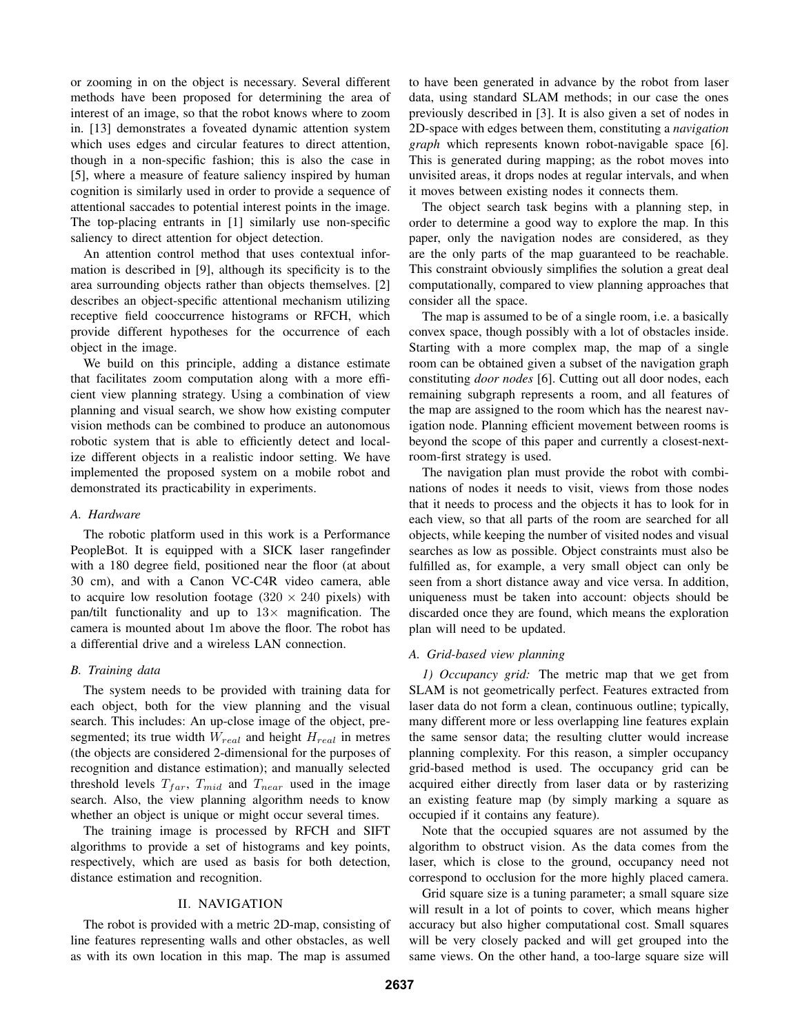or zooming in on the object is necessary. Several different methods have been proposed for determining the area of interest of an image, so that the robot knows where to zoom in. [13] demonstrates a foveated dynamic attention system which uses edges and circular features to direct attention, though in a non-specific fashion; this is also the case in [5], where a measure of feature saliency inspired by human cognition is similarly used in order to provide a sequence of attentional saccades to potential interest points in the image. The top-placing entrants in [1] similarly use non-specific saliency to direct attention for object detection.

An attention control method that uses contextual information is described in [9], although its specificity is to the area surrounding objects rather than objects themselves. [2] describes an object-specific attentional mechanism utilizing receptive field cooccurrence histograms or RFCH, which provide different hypotheses for the occurrence of each object in the image.

We build on this principle, adding a distance estimate that facilitates zoom computation along with a more efficient view planning strategy. Using a combination of view planning and visual search, we show how existing computer vision methods can be combined to produce an autonomous robotic system that is able to efficiently detect and localize different objects in a realistic indoor setting. We have implemented the proposed system on a mobile robot and demonstrated its practicability in experiments.

### A. Hardware

The robotic platform used in this work is a Performance PeopleBot. It is equipped with a SICK laser rangefinder with a 180 degree field, positioned near the floor (at about 30 cm), and with a Canon VC-C4R video camera, able to acquire low resolution footage ($320 \times 240$ pixels) with pan/tilt functionality and up to $13\times$ magnification. The camera is mounted about 1m above the floor. The robot has a differential drive and a wireless LAN connection.

### B. Training data

The system needs to be provided with training data for each object, both for the view planning and the visual search. This includes: An up-close image of the object, pre-segmented; its true width $W_{real}$ and height $H_{real}$ in metres (the objects are considered 2-dimensional for the purposes of recognition and distance estimation); and manually selected threshold levels $T_{far}$, $T_{mid}$ and $T_{near}$ used in the image search. Also, the view planning algorithm needs to know whether an object is unique or might occur several times.

The training image is processed by RFCH and SIFT algorithms to provide a set of histograms and key points, respectively, which are used as basis for both detection, distance estimation and recognition.

## II. NAVIGATION

The robot is provided with a metric 2D-map, consisting of line features representing walls and other obstacles, as well as with its own location in this map. The map is assumed to have been generated in advance by the robot from laser data, using standard SLAM methods; in our case the ones previously described in [3]. It is also given a set of nodes in 2D-space with edges between them, constituting a *navigation graph* which represents known robot-navigable space [6]. This is generated during mapping; as the robot moves into unvisited areas, it drops nodes at regular intervals, and when it moves between existing nodes it connects them.

The object search task begins with a planning step, in order to determine a good way to explore the map. In this paper, only the navigation nodes are considered, as they are the only parts of the map guaranteed to be reachable. This constraint obviously simplifies the solution a great deal computationally, compared to view planning approaches that consider all the space.

The map is assumed to be of a single room, i.e. a basically convex space, though possibly with a lot of obstacles inside. Starting with a more complex map, the map of a single room can be obtained given a subset of the navigation graph constituting *door nodes* [6]. Cutting out all door nodes, each remaining subgraph represents a room, and all features of the map are assigned to the room which has the nearest navigation node. Planning efficient movement between rooms is beyond the scope of this paper and currently a closest-next-room-first strategy is used.

The navigation plan must provide the robot with combinations of nodes it needs to visit, views from those nodes that it needs to process and the objects it has to look for in each view, so that all parts of the room are searched for all objects, while keeping the number of visited nodes and visual searches as low as possible. Object constraints must also be fulfilled as, for example, a very small object can only be seen from a short distance away and vice versa. In addition, uniqueness must be taken into account: objects should be discarded once they are found, which means the exploration plan will need to be updated.

### A. Grid-based view planning

*1) Occupancy grid:* The metric map that we get from SLAM is not geometrically perfect. Features extracted from laser data do not form a clean, continuous outline; typically, many different more or less overlapping line features explain the same sensor data; the resulting clutter would increase planning complexity. For this reason, a simpler occupancy grid-based method is used. The occupancy grid can be acquired either directly from laser data or by rasterizing an existing feature map (by simply marking a square as occupied if it contains any feature).

Note that the occupied squares are not assumed by the algorithm to obstruct vision. As the data comes from the laser, which is close to the ground, occupancy need not correspond to occlusion for the more highly placed camera.

Grid square size is a tuning parameter; a small square size will result in a lot of points to cover, which means higher accuracy but also higher computational cost. Small squares will be very closely packed and will get grouped into the same views. On the other hand, a too-large square size will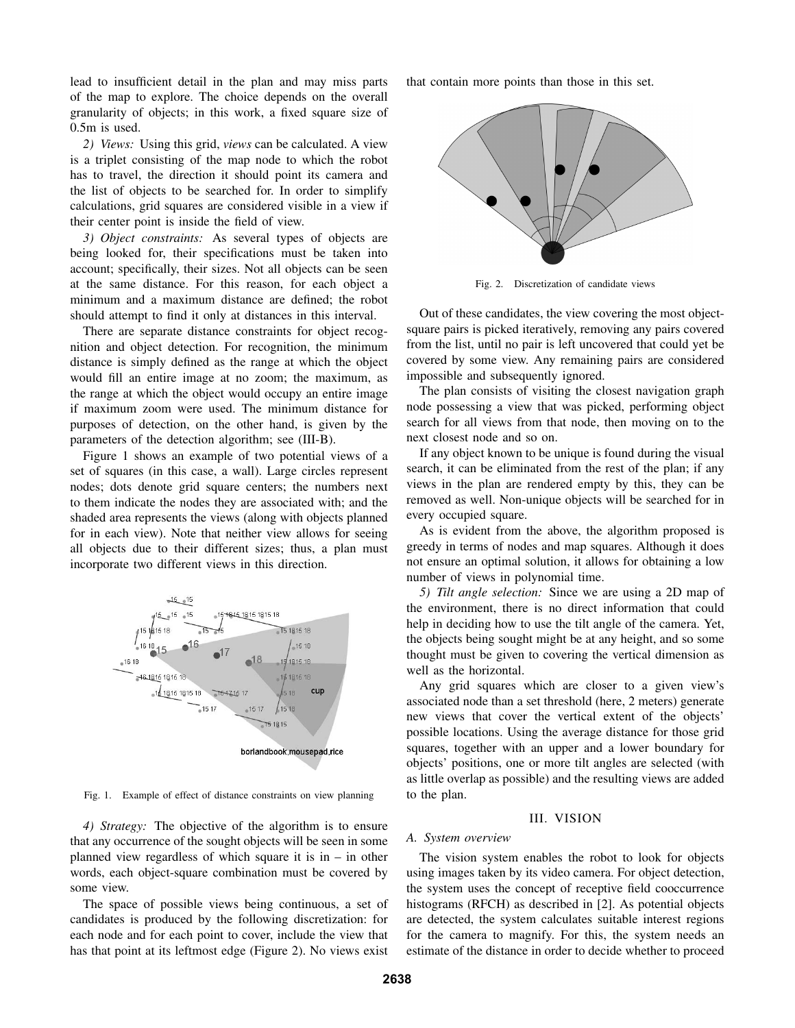lead to insufficient detail in the plan and may miss parts of the map to explore. The choice depends on the overall granularity of objects; in this work, a fixed square size of 0.5m is used.

*2) Views:* Using this grid, *views* can be calculated. A view is a triplet consisting of the map node to which the robot has to travel, the direction it should point its camera and the list of objects to be searched for. In order to simplify calculations, grid squares are considered visible in a view if their center point is inside the field of view.

*3) Object constraints:* As several types of objects are being looked for, their specifications must be taken into account; specifically, their sizes. Not all objects can be seen at the same distance. For this reason, for each object a minimum and a maximum distance are defined; the robot should attempt to find it only at distances in this interval.

There are separate distance constraints for object recognition and object detection. For recognition, the minimum distance is simply defined as the range at which the object would fill an entire image at no zoom; the maximum, as the range at which the object would occupy an entire image if maximum zoom were used. The minimum distance for purposes of detection, on the other hand, is given by the parameters of the detection algorithm; see (III-B).

Figure 1 shows an example of two potential views of a set of squares (in this case, a wall). Large circles represent nodes; dots denote grid square centers; the numbers next to them indicate the nodes they are associated with; and the shaded area represents the views (along with objects planned for in each view). Note that neither view allows for seeing all objects due to their different sizes; thus, a plan must incorporate two different views in this direction.

Fig. 1. Example of effect of distance constraints on view planning

*4) Strategy:* The objective of the algorithm is to ensure that any occurrence of the sought objects will be seen in some planned view regardless of which square it is in – in other words, each object-square combination must be covered by some view.

The space of possible views being continuous, a set of candidates is produced by the following discretization: for each node and for each point to cover, include the view that has that point at its leftmost edge (Figure 2). No views exist that contain more points than those in this set.

Fig. 2. Discretization of candidate views

Out of these candidates, the view covering the most object-square pairs is picked iteratively, removing any pairs covered from the list, until no pair is left uncovered that could yet be covered by some view. Any remaining pairs are considered impossible and subsequently ignored.

The plan consists of visiting the closest navigation graph node possessing a view that was picked, performing object search for all views from that node, then moving on to the next closest node and so on.

If any object known to be unique is found during the visual search, it can be eliminated from the rest of the plan; if any views in the plan are rendered empty by this, they can be removed as well. Non-unique objects will be searched for in every occupied square.

As is evident from the above, the algorithm proposed is greedy in terms of nodes and map squares. Although it does not ensure an optimal solution, it allows for obtaining a low number of views in polynomial time.

*5) Tilt angle selection:* Since we are using a 2D map of the environment, there is no direct information that could help in deciding how to use the tilt angle of the camera. Yet, the objects being sought might be at any height, and so some thought must be given to covering the vertical dimension as well as the horizontal.

Any grid squares which are closer to a given view's associated node than a set threshold (here, 2 meters) generate new views that cover the vertical extent of the objects' possible locations. Using the average distance for those grid squares, together with an upper and a lower boundary for objects' positions, one or more tilt angles are selected (with as little overlap as possible) and the resulting views are added to the plan.

## III. VISION

### A. System overview

The vision system enables the robot to look for objects using images taken by its video camera. For object detection, the system uses the concept of receptive field cooccurrence histograms (RFCH) as described in [2]. As potential objects are detected, the system calculates suitable interest regions for the camera to magnify. For this, the system needs an estimate of the distance in order to decide whether to proceed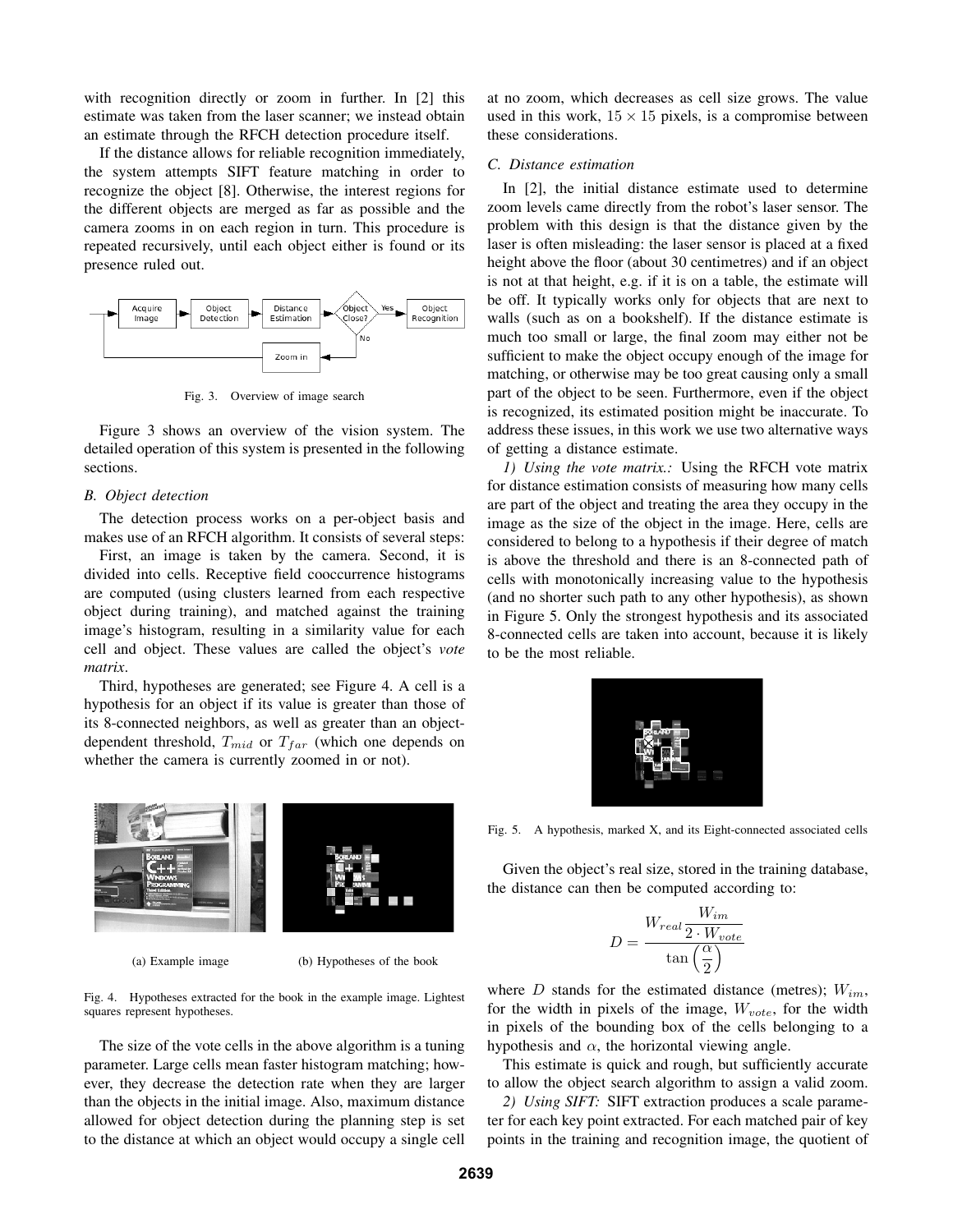with recognition directly or zoom in further. In [2] this estimate was taken from the laser scanner; we instead obtain an estimate through the RFCH detection procedure itself.

If the distance allows for reliable recognition immediately, the system attempts SIFT feature matching in order to recognize the object [8]. Otherwise, the interest regions for the different objects are merged as far as possible and the camera zooms in on each region in turn. This procedure is repeated recursively, until each object either is found or its presence ruled out.

Fig. 3. Overview of image search

Figure 3 shows an overview of the vision system. The detailed operation of this system is presented in the following sections.

### B. Object detection

The detection process works on a per-object basis and makes use of an RFCH algorithm. It consists of several steps:

First, an image is taken by the camera. Second, it is divided into cells. Receptive field cooccurrence histograms are computed (using clusters learned from each respective object during training), and matched against the training image's histogram, resulting in a similarity value for each cell and object. These values are called the object's *vote matrix*.

Third, hypotheses are generated; see Figure 4. A cell is a hypothesis for an object if its value is greater than those of its 8-connected neighbors, as well as greater than an object-dependent threshold, $T_{mid}$ or $T_{far}$ (which one depends on whether the camera is currently zoomed in or not).

(a) Example image (b) Hypotheses of the book

Fig. 4. Hypotheses extracted for the book in the example image. Lightest squares represent hypotheses.

The size of the vote cells in the above algorithm is a tuning parameter. Large cells mean faster histogram matching; however, they decrease the detection rate when they are larger than the objects in the initial image. Also, maximum distance allowed for object detection during the planning step is set to the distance at which an object would occupy a single cell at no zoom, which decreases as cell size grows. The value used in this work, $15 \times 15$ pixels, is a compromise between these considerations.

### C. Distance estimation

In [2], the initial distance estimate used to determine zoom levels came directly from the robot's laser sensor. The problem with this design is that the distance given by the laser is often misleading: the laser sensor is placed at a fixed height above the floor (about 30 centimetres) and if an object is not at that height, e.g. if it is on a table, the estimate will be off. It typically works only for objects that are next to walls (such as on a bookshelf). If the distance estimate is much too small or large, the final zoom may either not be sufficient to make the object occupy enough of the image for matching, or otherwise may be too great causing only a small part of the object to be seen. Furthermore, even if the object is recognized, its estimated position might be inaccurate. To address these issues, in this work we use two alternative ways of getting a distance estimate.

*1) Using the vote matrix.:* Using the RFCH vote matrix for distance estimation consists of measuring how many cells are part of the object and treating the area they occupy in the image as the size of the object in the image. Here, cells are considered to belong to a hypothesis if their degree of match is above the threshold and there is an 8-connected path of cells with monotonically increasing value to the hypothesis (and no shorter such path to any other hypothesis), as shown in Figure 5. Only the strongest hypothesis and its associated 8-connected cells are taken into account, because it is likely to be the most reliable.

Fig. 5. A hypothesis, marked X, and its Eight-connected associated cells

Given the object's real size, stored in the training database, the distance can then be computed according to:

$$D = \frac{W_{real}\dfrac{W_{im}}{2 \cdot W_{vote}}}{\tan\left(\dfrac{\alpha}{2}\right)}$$

where $D$ stands for the estimated distance (metres); $W_{im}$, for the width in pixels of the image, $W_{vote}$, for the width in pixels of the bounding box of the cells belonging to a hypothesis and $\alpha$, the horizontal viewing angle.

This estimate is quick and rough, but sufficiently accurate to allow the object search algorithm to assign a valid zoom.

*2) Using SIFT:* SIFT extraction produces a scale parameter for each key point extracted. For each matched pair of key points in the training and recognition image, the quotient of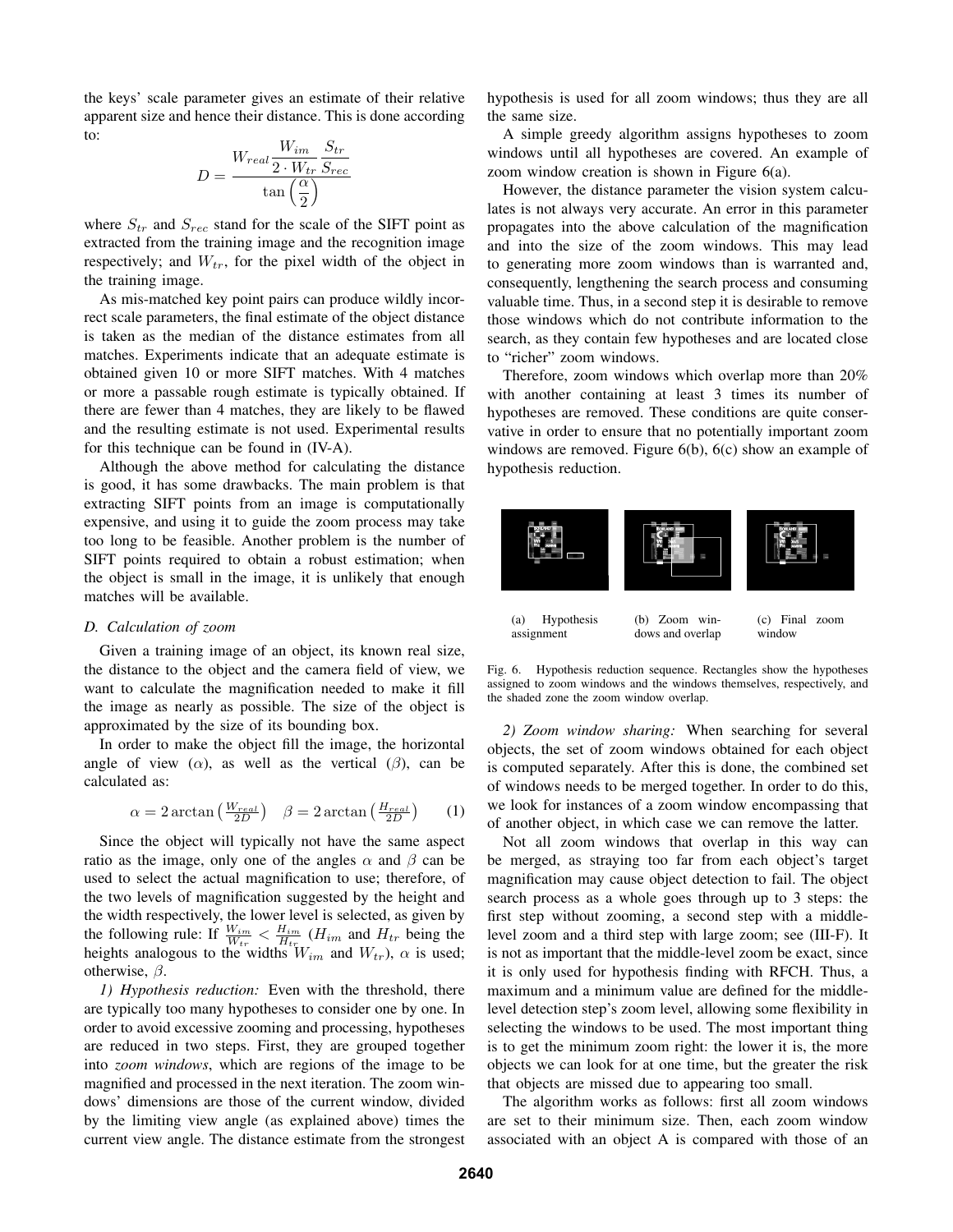the keys' scale parameter gives an estimate of their relative apparent size and hence their distance. This is done according to:

$$D = \frac{W_{real}\dfrac{W_{im}}{2 \cdot W_{tr}}\dfrac{S_{tr}}{S_{rec}}}{\tan\left(\dfrac{\alpha}{2}\right)}$$

where $S_{tr}$ and $S_{rec}$ stand for the scale of the SIFT point as extracted from the training image and the recognition image respectively; and $W_{tr}$, for the pixel width of the object in the training image.

As mis-matched key point pairs can produce wildly incorrect scale parameters, the final estimate of the object distance is taken as the median of the distance estimates from all matches. Experiments indicate that an adequate estimate is obtained given 10 or more SIFT matches. With 4 matches or more a passable rough estimate is typically obtained. If there are fewer than 4 matches, they are likely to be flawed and the resulting estimate is not used. Experimental results for this technique can be found in (IV-A).

Although the above method for calculating the distance is good, it has some drawbacks. The main problem is that extracting SIFT points from an image is computationally expensive, and using it to guide the zoom process may take too long to be feasible. Another problem is the number of SIFT points required to obtain a robust estimation; when the object is small in the image, it is unlikely that enough matches will be available.

### D. Calculation of zoom

Given a training image of an object, its known real size, the distance to the object and the camera field of view, we want to calculate the magnification needed to make it fill the image as nearly as possible. The size of the object is approximated by the size of its bounding box.

In order to make the object fill the image, the horizontal angle of view ($\alpha$), as well as the vertical ($\beta$), can be calculated as:

$$\alpha = 2\arctan\left(\tfrac{W_{real}}{2D}\right) \quad \beta = 2\arctan\left(\tfrac{H_{real}}{2D}\right) \qquad (1)$$

Since the object will typically not have the same aspect ratio as the image, only one of the angles $\alpha$ and $\beta$ can be used to select the actual magnification to use; therefore, of the two levels of magnification suggested by the height and the width respectively, the lower level is selected, as given by the following rule: If $\frac{W_{im}}{W_{tr}} < \frac{H_{im}}{H_{tr}}$ ($H_{im}$ and $H_{tr}$ being the heights analogous to the widths $W_{im}$ and $W_{tr}$), $\alpha$ is used; otherwise, $\beta$.

*1) Hypothesis reduction:* Even with the threshold, there are typically too many hypotheses to consider one by one. In order to avoid excessive zooming and processing, hypotheses are reduced in two steps. First, they are grouped together into *zoom windows*, which are regions of the image to be magnified and processed in the next iteration. The zoom windows' dimensions are those of the current window, divided by the limiting view angle (as explained above) times the current view angle. The distance estimate from the strongest hypothesis is used for all zoom windows; thus they are all the same size.

A simple greedy algorithm assigns hypotheses to zoom windows until all hypotheses are covered. An example of zoom window creation is shown in Figure 6(a).

However, the distance parameter the vision system calculates is not always very accurate. An error in this parameter propagates into the above calculation of the magnification and into the size of the zoom windows. This may lead to generating more zoom windows than is warranted and, consequently, lengthening the search process and consuming valuable time. Thus, in a second step it is desirable to remove those windows which do not contribute information to the search, as they contain few hypotheses and are located close to "richer" zoom windows.

Therefore, zoom windows which overlap more than 20% with another containing at least 3 times its number of hypotheses are removed. These conditions are quite conservative in order to ensure that no potentially important zoom windows are removed. Figure 6(b), 6(c) show an example of hypothesis reduction.

(a) Hypothesis assignment (b) Zoom windows and overlap (c) Final zoom window

Fig. 6. Hypothesis reduction sequence. Rectangles show the hypotheses assigned to zoom windows and the windows themselves, respectively, and the shaded zone the zoom window overlap.

*2) Zoom window sharing:* When searching for several objects, the set of zoom windows obtained for each object is computed separately. After this is done, the combined set of windows needs to be merged together. In order to do this, we look for instances of a zoom window encompassing that of another object, in which case we can remove the latter.

Not all zoom windows that overlap in this way can be merged, as straying too far from each object's target magnification may cause object detection to fail. The object search process as a whole goes through up to 3 steps: the first step without zooming, a second step with a middle-level zoom and a third step with large zoom; see (III-F). It is not as important that the middle-level zoom be exact, since it is only used for hypothesis finding with RFCH. Thus, a maximum and a minimum value are defined for the middle-level detection step's zoom level, allowing some flexibility in selecting the windows to be used. The most important thing is to get the minimum zoom right: the lower it is, the more objects we can look for at one time, but the greater the risk that objects are missed due to appearing too small.

The algorithm works as follows: first all zoom windows are set to their minimum size. Then, each zoom window associated with an object A is compared with those of an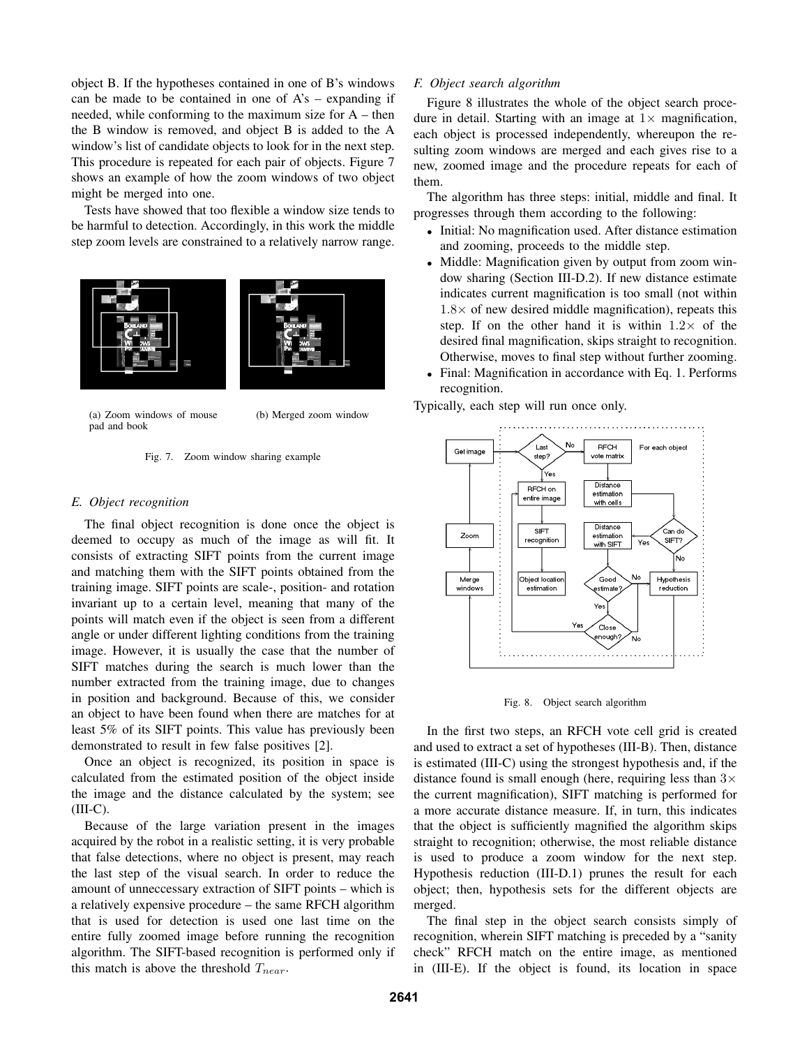object B. If the hypotheses contained in one of B's windows can be made to be contained in one of A's – expanding if needed, while conforming to the maximum size for A – then the B window is removed, and object B is added to the A window's list of candidate objects to look for in the next step. This procedure is repeated for each pair of objects. Figure 7 shows an example of how the zoom windows of two object might be merged into one.

Tests have showed that too flexible a window size tends to be harmful to detection. Accordingly, in this work the middle step zoom levels are constrained to a relatively narrow range.

(a) Zoom windows of mouse pad and book

(b) Merged zoom window

Fig. 7. Zoom window sharing example

### E. Object recognition

The final object recognition is done once the object is deemed to occupy as much of the image as will fit. It consists of extracting SIFT points from the current image and matching them with the SIFT points obtained from the training image. SIFT points are scale-, position- and rotation invariant up to a certain level, meaning that many of the points will match even if the object is seen from a different angle or under different lighting conditions from the training image. However, it is usually the case that the number of SIFT matches during the search is much lower than the number extracted from the training image, due to changes in position and background. Because of this, we consider an object to have been found when there are matches for at least 5% of its SIFT points. This value has previously been demonstrated to result in few false positives [2].

Once an object is recognized, its position in space is calculated from the estimated position of the object inside the image and the distance calculated by the system; see (III-C).

Because of the large variation present in the images acquired by the robot in a realistic setting, it is very probable that false detections, where no object is present, may reach the last step of the visual search. In order to reduce the amount of unneccessary extraction of SIFT points – which is a relatively expensive procedure – the same RFCH algorithm that is used for detection is used one last time on the entire fully zoomed image before running the recognition algorithm. The SIFT-based recognition is performed only if this match is above the threshold $T_{near}$.

### F. Object search algorithm

Figure 8 illustrates the whole of the object search procedure in detail. Starting with an image at $1\times$ magnification, each object is processed independently, whereupon the resulting zoom windows are merged and each gives rise to a new, zoomed image and the procedure repeats for each of them.

The algorithm has three steps: initial, middle and final. It progresses through them according to the following:

- Initial: No magnification used. After distance estimation and zooming, proceeds to the middle step.
- Middle: Magnification given by output from zoom window sharing (Section III-D.2). If new distance estimate indicates current magnification is too small (not within $1.8\times$ of new desired middle magnification), repeats this step. If on the other hand it is within $1.2\times$ of the desired final magnification, skips straight to recognition. Otherwise, moves to final step without further zooming.
- Final: Magnification in accordance with Eq. 1. Performs recognition.

Typically, each step will run once only.

Fig. 8. Object search algorithm

In the first two steps, an RFCH vote cell grid is created and used to extract a set of hypotheses (III-B). Then, distance is estimated (III-C) using the strongest hypothesis and, if the distance found is small enough (here, requiring less than $3\times$ the current magnification), SIFT matching is performed for a more accurate distance measure. If, in turn, this indicates that the object is sufficiently magnified the algorithm skips straight to recognition; otherwise, the most reliable distance is used to produce a zoom window for the next step. Hypothesis reduction (III-D.1) prunes the result for each object; then, hypothesis sets for the different objects are merged.

The final step in the object search consists simply of recognition, wherein SIFT matching is preceded by a "sanity check" RFCH match on the entire image, as mentioned in (III-E). If the object is found, its location in space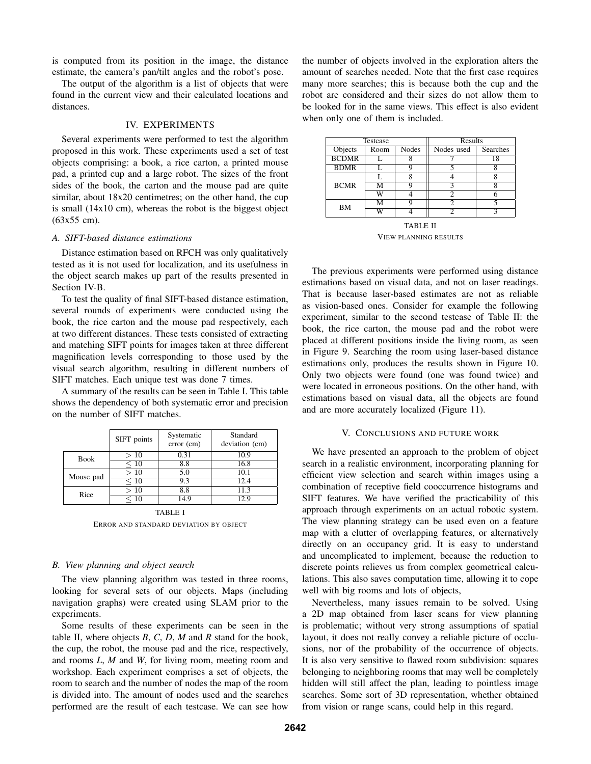is computed from its position in the image, the distance estimate, the camera's pan/tilt angles and the robot's pose.

The output of the algorithm is a list of objects that were found in the current view and their calculated locations and distances.

## IV. EXPERIMENTS

Several experiments were performed to test the algorithm proposed in this work. These experiments used a set of test objects comprising: a book, a rice carton, a printed mouse pad, a printed cup and a large robot. The sizes of the front sides of the book, the carton and the mouse pad are quite similar, about 18x20 centimetres; on the other hand, the cup is small (14x10 cm), whereas the robot is the biggest object (63x55 cm).

### *A. SIFT-based distance estimations*

Distance estimation based on RFCH was only qualitatively tested as it is not used for localization, and its usefulness in the object search makes up part of the results presented in Section IV-B.

To test the quality of final SIFT-based distance estimation, several rounds of experiments were conducted using the book, the rice carton and the mouse pad respectively, each at two different distances. These tests consisted of extracting and matching SIFT points for images taken at three different magnification levels corresponding to those used by the visual search algorithm, resulting in different numbers of SIFT matches. Each unique test was done 7 times.

A summary of the results can be seen in Table I. This table shows the dependency of both systematic error and precision on the number of SIFT matches.

| | SIFT points | Systematic error (cm) | Standard deviation (cm) |
|---|---|---|---|
| Book | $> 10$ | 0.31 | 10.9 |
| | $\leq 10$ | 8.8 | 16.8 |
| Mouse pad | $> 10$ | 5.0 | 10.1 |
| | $\leq 10$ | 9.3 | 12.4 |
| Rice | $> 10$ | 8.8 | 11.3 |
| | $\leq 10$ | 14.9 | 12.9 |

TABLE I
ERROR AND STANDARD DEVIATION BY OBJECT

### *B. View planning and object search*

The view planning algorithm was tested in three rooms, looking for several sets of our objects. Maps (including navigation graphs) were created using SLAM prior to the experiments.

Some results of these experiments can be seen in the table II, where objects *B*, *C*, *D*, *M* and *R* stand for the book, the cup, the robot, the mouse pad and the rice, respectively, and rooms *L*, *M* and *W*, for living room, meeting room and workshop. Each experiment comprises a set of objects, the room to search and the number of nodes the map of the room is divided into. The amount of nodes used and the searches performed are the result of each testcase. We can see how the number of objects involved in the exploration alters the amount of searches needed. Note that the first case requires many more searches; this is because both the cup and the robot are considered and their sizes do not allow them to be looked for in the same views. This effect is also evident when only one of them is included.

| Testcase | | | Results | |
|---|---|---|---|---|
| Objects | Room | Nodes | Nodes used | Searches |
| BCDMR | L | 8 | 7 | 18 |
| BDMR | L | 9 | 5 | 8 |
| BCMR | L | 8 | 4 | 8 |
| | M | 9 | 3 | 8 |
| | W | 4 | 2 | 6 |
| BM | M | 9 | 2 | 5 |
| | W | 4 | 2 | 3 |

TABLE II
VIEW PLANNING RESULTS

The previous experiments were performed using distance estimations based on visual data, and not on laser readings. That is because laser-based estimates are not as reliable as vision-based ones. Consider for example the following experiment, similar to the second testcase of Table II: the book, the rice carton, the mouse pad and the robot were placed at different positions inside the living room, as seen in Figure 9. Searching the room using laser-based distance estimations only, produces the results shown in Figure 10. Only two objects were found (one was found twice) and were located in erroneous positions. On the other hand, with estimations based on visual data, all the objects are found and are more accurately localized (Figure 11).

## V. CONCLUSIONS AND FUTURE WORK

We have presented an approach to the problem of object search in a realistic environment, incorporating planning for efficient view selection and search within images using a combination of receptive field cooccurrence histograms and SIFT features. We have verified the practicability of this approach through experiments on an actual robotic system. The view planning strategy can be used even on a feature map with a clutter of overlapping features, or alternatively directly on an occupancy grid. It is easy to understand and uncomplicated to implement, because the reduction to discrete points relieves us from complex geometrical calculations. This also saves computation time, allowing it to cope well with big rooms and lots of objects,

Nevertheless, many issues remain to be solved. Using a 2D map obtained from laser scans for view planning is problematic; without very strong assumptions of spatial layout, it does not really convey a reliable picture of occlusions, nor of the probability of the occurrence of objects. It is also very sensitive to flawed room subdivision: squares belonging to neighboring rooms that may well be completely hidden will still affect the plan, leading to pointless image searches. Some sort of 3D representation, whether obtained from vision or range scans, could help in this regard.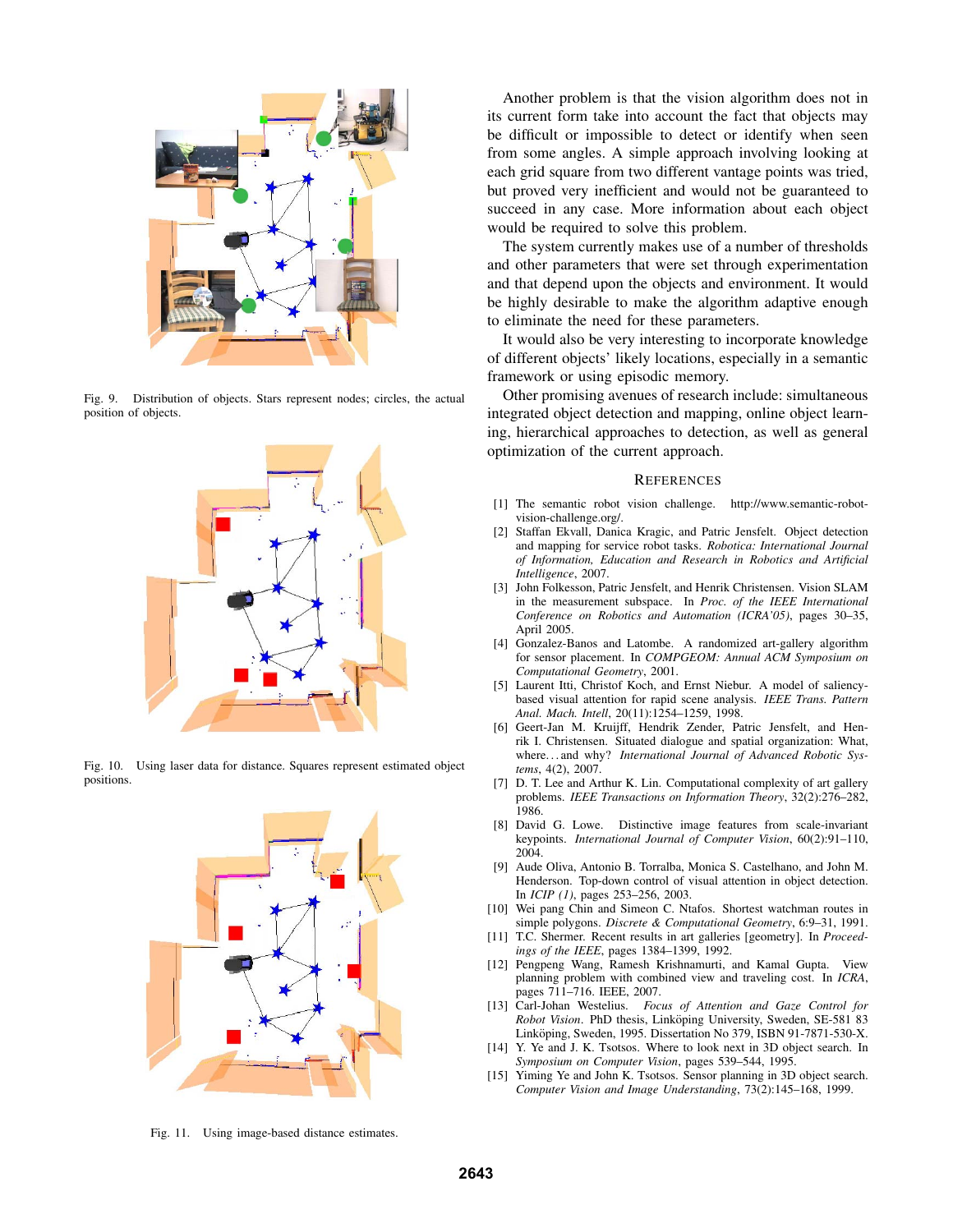Fig. 9. Distribution of objects. Stars represent nodes; circles, the actual position of objects.

Fig. 10. Using laser data for distance. Squares represent estimated object positions.

Fig. 11. Using image-based distance estimates.

Another problem is that the vision algorithm does not in its current form take into account the fact that objects may be difficult or impossible to detect or identify when seen from some angles. A simple approach involving looking at each grid square from two different vantage points was tried, but proved very inefficient and would not be guaranteed to succeed in any case. More information about each object would be required to solve this problem.

The system currently makes use of a number of thresholds and other parameters that were set through experimentation and that depend upon the objects and environment. It would be highly desirable to make the algorithm adaptive enough to eliminate the need for these parameters.

It would also be very interesting to incorporate knowledge of different objects' likely locations, especially in a semantic framework or using episodic memory.

Other promising avenues of research include: simultaneous integrated object detection and mapping, online object learning, hierarchical approaches to detection, as well as general optimization of the current approach.

## REFERENCES

[1] The semantic robot vision challenge. http://www.semantic-robot-vision-challenge.org/.

[2] Staffan Ekvall, Danica Kragic, and Patric Jensfelt. Object detection and mapping for service robot tasks. *Robotica: International Journal of Information, Education and Research in Robotics and Artificial Intelligence*, 2007.

[3] John Folkesson, Patric Jensfelt, and Henrik Christensen. Vision SLAM in the measurement subspace. In *Proc. of the IEEE International Conference on Robotics and Automation (ICRA'05)*, pages 30–35, April 2005.

[4] Gonzalez-Banos and Latombe. A randomized art-gallery algorithm for sensor placement. In *COMPGEOM: Annual ACM Symposium on Computational Geometry*, 2001.

[5] Laurent Itti, Christof Koch, and Ernst Niebur. A model of saliency-based visual attention for rapid scene analysis. *IEEE Trans. Pattern Anal. Mach. Intell*, 20(11):1254–1259, 1998.

[6] Geert-Jan M. Kruijff, Hendrik Zender, Patric Jensfelt, and Henrik I. Christensen. Situated dialogue and spatial organization: What, where…and why? *International Journal of Advanced Robotic Systems*, 4(2), 2007.

[7] D. T. Lee and Arthur K. Lin. Computational complexity of art gallery problems. *IEEE Transactions on Information Theory*, 32(2):276–282, 1986.

[8] David G. Lowe. Distinctive image features from scale-invariant keypoints. *International Journal of Computer Vision*, 60(2):91–110, 2004.

[9] Aude Oliva, Antonio B. Torralba, Monica S. Castelhano, and John M. Henderson. Top-down control of visual attention in object detection. In *ICIP (1)*, pages 253–256, 2003.

[10] Wei pang Chin and Simeon C. Ntafos. Shortest watchman routes in simple polygons. *Discrete & Computational Geometry*, 6:9–31, 1991.

[11] T.C. Shermer. Recent results in art galleries [geometry]. In *Proceedings of the IEEE*, pages 1384–1399, 1992.

[12] Pengpeng Wang, Ramesh Krishnamurti, and Kamal Gupta. View planning problem with combined view and traveling cost. In *ICRA*, pages 711–716. IEEE, 2007.

[13] Carl-Johan Westelius. *Focus of Attention and Gaze Control for Robot Vision*. PhD thesis, Linköping University, Sweden, SE-581 83 Linköping, Sweden, 1995. Dissertation No 379, ISBN 91-7871-530-X.

[14] Y. Ye and J. K. Tsotsos. Where to look next in 3D object search. In *Symposium on Computer Vision*, pages 539–544, 1995.

[15] Yiming Ye and John K. Tsotsos. Sensor planning in 3D object search. *Computer Vision and Image Understanding*, 73(2):145–168, 1999.